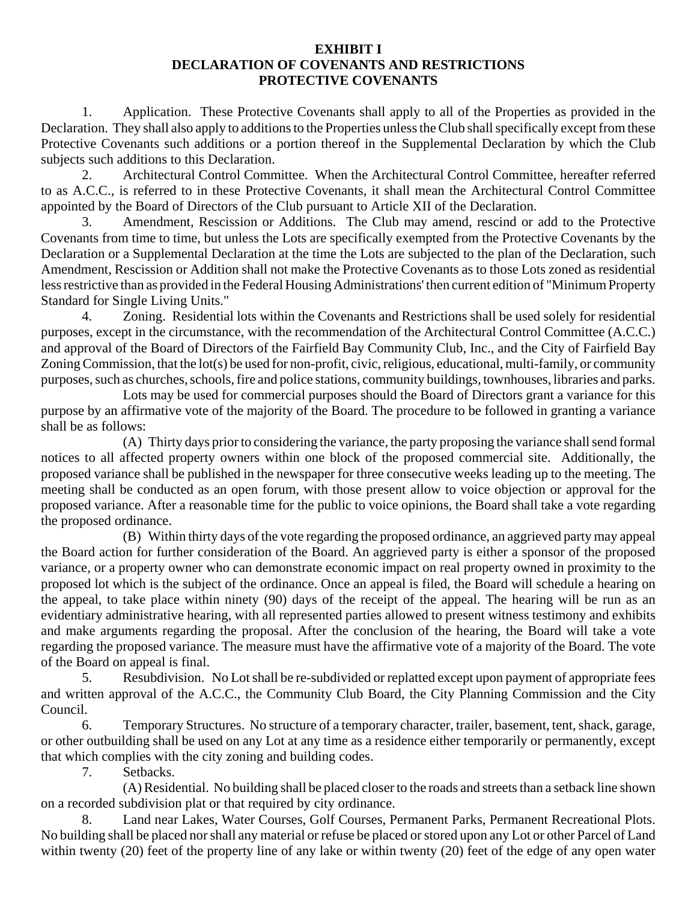**EXHIBIT I**
**DECLARATION OF COVENANTS AND RESTRICTIONS**
**PROTECTIVE COVENANTS**

1. Application. These Protective Covenants shall apply to all of the Properties as provided in the Declaration. They shall also apply to additions to the Properties unless the Club shall specifically except from these Protective Covenants such additions or a portion thereof in the Supplemental Declaration by which the Club subjects such additions to this Declaration.

2. Architectural Control Committee. When the Architectural Control Committee, hereafter referred to as A.C.C., is referred to in these Protective Covenants, it shall mean the Architectural Control Committee appointed by the Board of Directors of the Club pursuant to Article XII of the Declaration.

3. Amendment, Rescission or Additions. The Club may amend, rescind or add to the Protective Covenants from time to time, but unless the Lots are specifically exempted from the Protective Covenants by the Declaration or a Supplemental Declaration at the time the Lots are subjected to the plan of the Declaration, such Amendment, Rescission or Addition shall not make the Protective Covenants as to those Lots zoned as residential less restrictive than as provided in the Federal Housing Administrations' then current edition of "Minimum Property Standard for Single Living Units."

4. Zoning. Residential lots within the Covenants and Restrictions shall be used solely for residential purposes, except in the circumstance, with the recommendation of the Architectural Control Committee (A.C.C.) and approval of the Board of Directors of the Fairfield Bay Community Club, Inc., and the City of Fairfield Bay Zoning Commission, that the lot(s) be used for non-profit, civic, religious, educational, multi-family, or community purposes, such as churches, schools, fire and police stations, community buildings, townhouses, libraries and parks.

Lots may be used for commercial purposes should the Board of Directors grant a variance for this purpose by an affirmative vote of the majority of the Board. The procedure to be followed in granting a variance shall be as follows:

(A) Thirty days prior to considering the variance, the party proposing the variance shall send formal notices to all affected property owners within one block of the proposed commercial site. Additionally, the proposed variance shall be published in the newspaper for three consecutive weeks leading up to the meeting. The meeting shall be conducted as an open forum, with those present allow to voice objection or approval for the proposed variance. After a reasonable time for the public to voice opinions, the Board shall take a vote regarding the proposed ordinance.

(B) Within thirty days of the vote regarding the proposed ordinance, an aggrieved party may appeal the Board action for further consideration of the Board. An aggrieved party is either a sponsor of the proposed variance, or a property owner who can demonstrate economic impact on real property owned in proximity to the proposed lot which is the subject of the ordinance. Once an appeal is filed, the Board will schedule a hearing on the appeal, to take place within ninety (90) days of the receipt of the appeal. The hearing will be run as an evidentiary administrative hearing, with all represented parties allowed to present witness testimony and exhibits and make arguments regarding the proposal. After the conclusion of the hearing, the Board will take a vote regarding the proposed variance. The measure must have the affirmative vote of a majority of the Board. The vote of the Board on appeal is final.

5. Resubdivision. No Lot shall be re-subdivided or replatted except upon payment of appropriate fees and written approval of the A.C.C., the Community Club Board, the City Planning Commission and the City Council.

6. Temporary Structures. No structure of a temporary character, trailer, basement, tent, shack, garage, or other outbuilding shall be used on any Lot at any time as a residence either temporarily or permanently, except that which complies with the city zoning and building codes.

7. Setbacks.

(A) Residential. No building shall be placed closer to the roads and streets than a setback line shown on a recorded subdivision plat or that required by city ordinance.

8. Land near Lakes, Water Courses, Golf Courses, Permanent Parks, Permanent Recreational Plots. No building shall be placed nor shall any material or refuse be placed or stored upon any Lot or other Parcel of Land within twenty (20) feet of the property line of any lake or within twenty (20) feet of the edge of any open water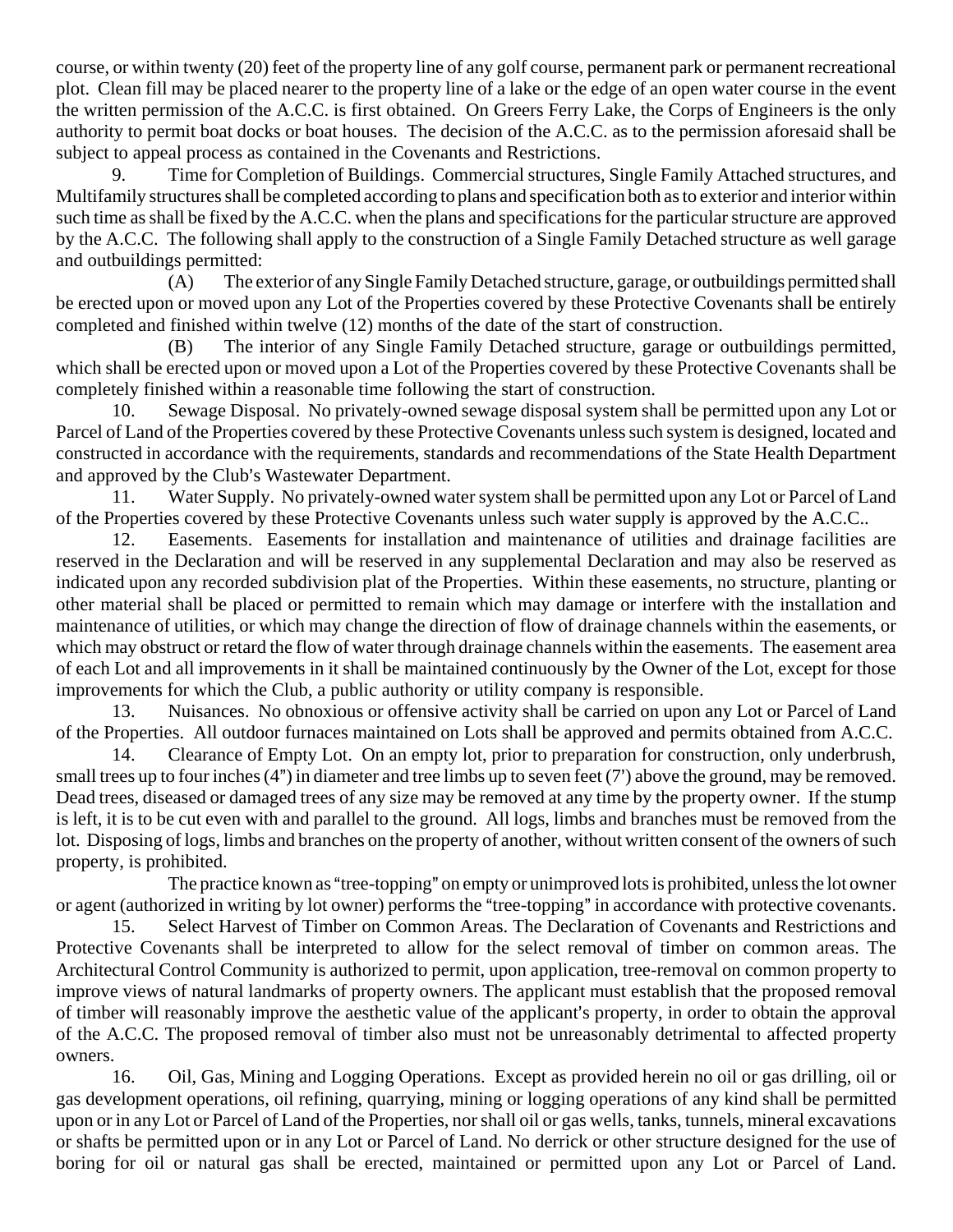course, or within twenty (20) feet of the property line of any golf course, permanent park or permanent recreational plot. Clean fill may be placed nearer to the property line of a lake or the edge of an open water course in the event the written permission of the A.C.C. is first obtained. On Greers Ferry Lake, the Corps of Engineers is the only authority to permit boat docks or boat houses. The decision of the A.C.C. as to the permission aforesaid shall be subject to appeal process as contained in the Covenants and Restrictions.

9. Time for Completion of Buildings. Commercial structures, Single Family Attached structures, and Multifamily structures shall be completed according to plans and specification both as to exterior and interior within such time as shall be fixed by the A.C.C. when the plans and specifications for the particular structure are approved by the A.C.C. The following shall apply to the construction of a Single Family Detached structure as well garage and outbuildings permitted:

(A) The exterior of any Single Family Detached structure, garage, or outbuildings permitted shall be erected upon or moved upon any Lot of the Properties covered by these Protective Covenants shall be entirely completed and finished within twelve (12) months of the date of the start of construction.

(B) The interior of any Single Family Detached structure, garage or outbuildings permitted, which shall be erected upon or moved upon a Lot of the Properties covered by these Protective Covenants shall be completely finished within a reasonable time following the start of construction.

10. Sewage Disposal. No privately-owned sewage disposal system shall be permitted upon any Lot or Parcel of Land of the Properties covered by these Protective Covenants unless such system is designed, located and constructed in accordance with the requirements, standards and recommendations of the State Health Department and approved by the Club's Wastewater Department.

11. Water Supply. No privately-owned water system shall be permitted upon any Lot or Parcel of Land of the Properties covered by these Protective Covenants unless such water supply is approved by the A.C.C..

12. Easements. Easements for installation and maintenance of utilities and drainage facilities are reserved in the Declaration and will be reserved in any supplemental Declaration and may also be reserved as indicated upon any recorded subdivision plat of the Properties. Within these easements, no structure, planting or other material shall be placed or permitted to remain which may damage or interfere with the installation and maintenance of utilities, or which may change the direction of flow of drainage channels within the easements, or which may obstruct or retard the flow of water through drainage channels within the easements. The easement area of each Lot and all improvements in it shall be maintained continuously by the Owner of the Lot, except for those improvements for which the Club, a public authority or utility company is responsible.

13. Nuisances. No obnoxious or offensive activity shall be carried on upon any Lot or Parcel of Land of the Properties. All outdoor furnaces maintained on Lots shall be approved and permits obtained from A.C.C.

14. Clearance of Empty Lot. On an empty lot, prior to preparation for construction, only underbrush, small trees up to four inches (4") in diameter and tree limbs up to seven feet (7') above the ground, may be removed. Dead trees, diseased or damaged trees of any size may be removed at any time by the property owner. If the stump is left, it is to be cut even with and parallel to the ground. All logs, limbs and branches must be removed from the lot. Disposing of logs, limbs and branches on the property of another, without written consent of the owners of such property, is prohibited.

The practice known as "tree-topping" on empty or unimproved lots is prohibited, unless the lot owner or agent (authorized in writing by lot owner) performs the "tree-topping" in accordance with protective covenants.

15. Select Harvest of Timber on Common Areas. The Declaration of Covenants and Restrictions and Protective Covenants shall be interpreted to allow for the select removal of timber on common areas. The Architectural Control Community is authorized to permit, upon application, tree-removal on common property to improve views of natural landmarks of property owners. The applicant must establish that the proposed removal of timber will reasonably improve the aesthetic value of the applicant's property, in order to obtain the approval of the A.C.C. The proposed removal of timber also must not be unreasonably detrimental to affected property owners.

16. Oil, Gas, Mining and Logging Operations. Except as provided herein no oil or gas drilling, oil or gas development operations, oil refining, quarrying, mining or logging operations of any kind shall be permitted upon or in any Lot or Parcel of Land of the Properties, nor shall oil or gas wells, tanks, tunnels, mineral excavations or shafts be permitted upon or in any Lot or Parcel of Land. No derrick or other structure designed for the use of boring for oil or natural gas shall be erected, maintained or permitted upon any Lot or Parcel of Land.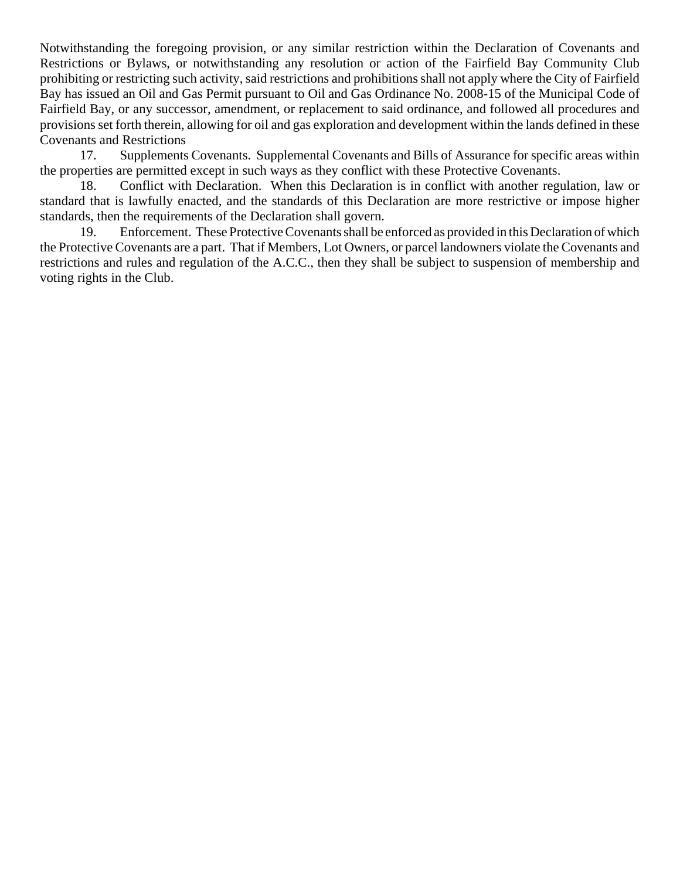Notwithstanding the foregoing provision, or any similar restriction within the Declaration of Covenants and Restrictions or Bylaws, or notwithstanding any resolution or action of the Fairfield Bay Community Club prohibiting or restricting such activity, said restrictions and prohibitions shall not apply where the City of Fairfield Bay has issued an Oil and Gas Permit pursuant to Oil and Gas Ordinance No. 2008-15 of the Municipal Code of Fairfield Bay, or any successor, amendment, or replacement to said ordinance, and followed all procedures and provisions set forth therein, allowing for oil and gas exploration and development within the lands defined in these Covenants and Restrictions

17. Supplements Covenants. Supplemental Covenants and Bills of Assurance for specific areas within the properties are permitted except in such ways as they conflict with these Protective Covenants.

18. Conflict with Declaration. When this Declaration is in conflict with another regulation, law or standard that is lawfully enacted, and the standards of this Declaration are more restrictive or impose higher standards, then the requirements of the Declaration shall govern.

19. Enforcement. These Protective Covenants shall be enforced as provided in this Declaration of which the Protective Covenants are a part. That if Members, Lot Owners, or parcel landowners violate the Covenants and restrictions and rules and regulation of the A.C.C., then they shall be subject to suspension of membership and voting rights in the Club.